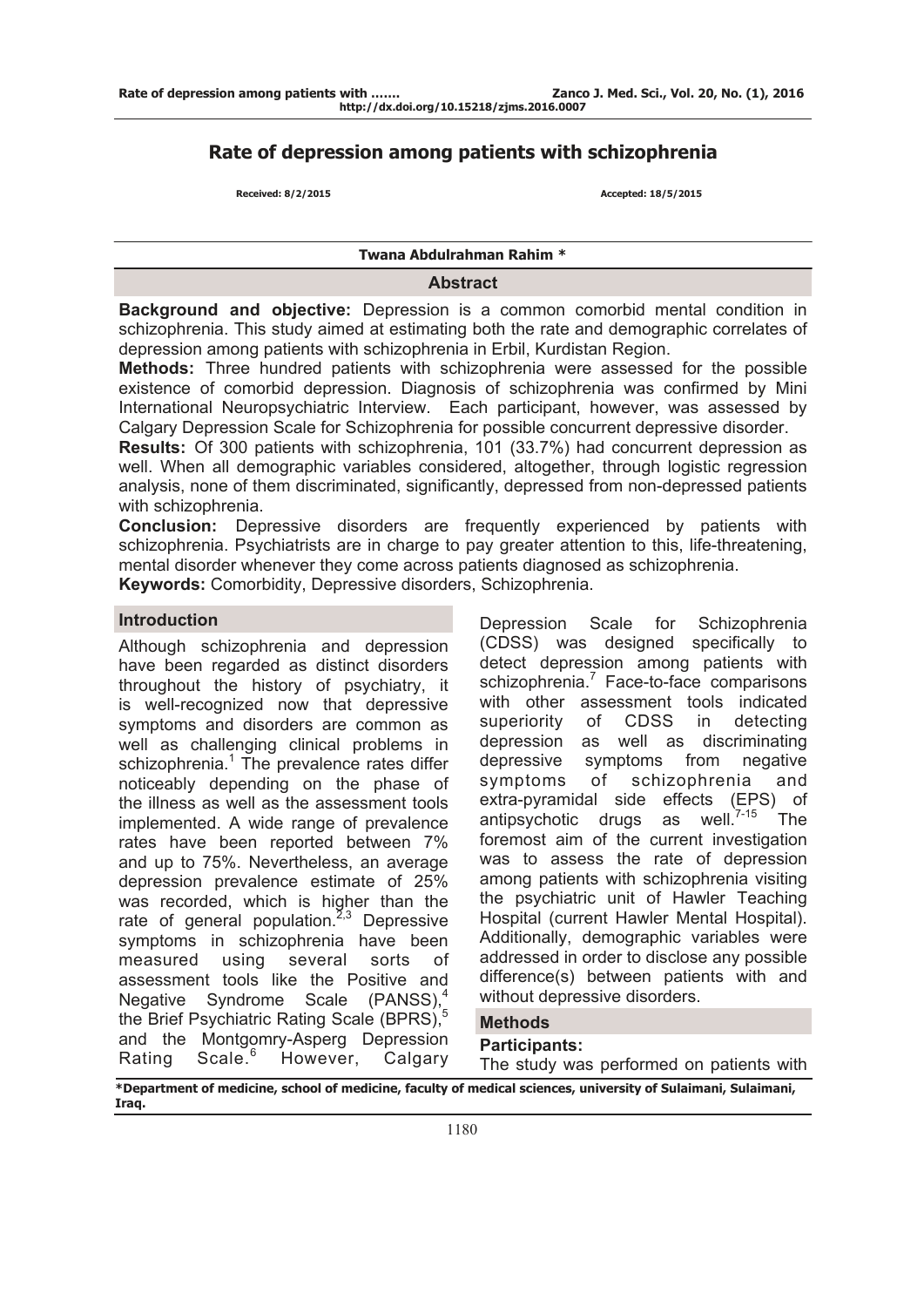# Rate of depression among patients with schizophrenia

Received: 8/2/2015 Accepted: 18/5/2015

**Twana Abdulrahman Rahim ***

## Abstract

**Background and objective:** Depression is a common comorbid mental condition in schizophrenia. This study aimed at estimating both the rate and demographic correlates of depression among patients with schizophrenia in Erbil, Kurdistan Region.

**Methods:** Three hundred patients with schizophrenia were assessed for the possible existence of comorbid depression. Diagnosis of schizophrenia was confirmed by Mini International Neuropsychiatric Interview. Each participant, however, was assessed by Calgary Depression Scale for Schizophrenia for possible concurrent depressive disorder.

**Results:** Of 300 patients with schizophrenia, 101 (33.7%) had concurrent depression as well. When all demographic variables considered, altogether, through logistic regression analysis, none of them discriminated, significantly, depressed from non-depressed patients with schizophrenia.

**Conclusion:** Depressive disorders are frequently experienced by patients with schizophrenia. Psychiatrists are in charge to pay greater attention to this, life-threatening, mental disorder whenever they come across patients diagnosed as schizophrenia.

**Keywords:** Comorbidity, Depressive disorders, Schizophrenia.

## Introduction

Although schizophrenia and depression have been regarded as distinct disorders throughout the history of psychiatry, it is well-recognized now that depressive symptoms and disorders are common as well as challenging clinical problems in schizophrenia.[1] The prevalence rates differ noticeably depending on the phase of the illness as well as the assessment tools implemented. A wide range of prevalence rates have been reported between 7% and up to 75%. Nevertheless, an average depression prevalence estimate of 25% was recorded, which is higher than the rate of general population.[2,3] Depressive symptoms in schizophrenia have been measured using several sorts of assessment tools like the Positive and Negative Syndrome Scale (PANSS),[4] the Brief Psychiatric Rating Scale (BPRS),[5] and the Montgomry-Asperg Depression Rating Scale.[6] However, Calgary Depression Scale for Schizophrenia (CDSS) was designed specifically to detect depression among patients with schizophrenia.[7] Face-to-face comparisons with other assessment tools indicated superiority of CDSS in detecting depression as well as discriminating depressive symptoms from negative symptoms of schizophrenia and extra-pyramidal side effects (EPS) of antipsychotic drugs as well.[7-15] The foremost aim of the current investigation was to assess the rate of depression among patients with schizophrenia visiting the psychiatric unit of Hawler Teaching Hospital (current Hawler Mental Hospital). Additionally, demographic variables were addressed in order to disclose any possible difference(s) between patients with and without depressive disorders.

## Methods

### Participants:

The study was performed on patients with

*Department of medicine, school of medicine, faculty of medical sciences, university of Sulaimani, Sulaimani, Iraq.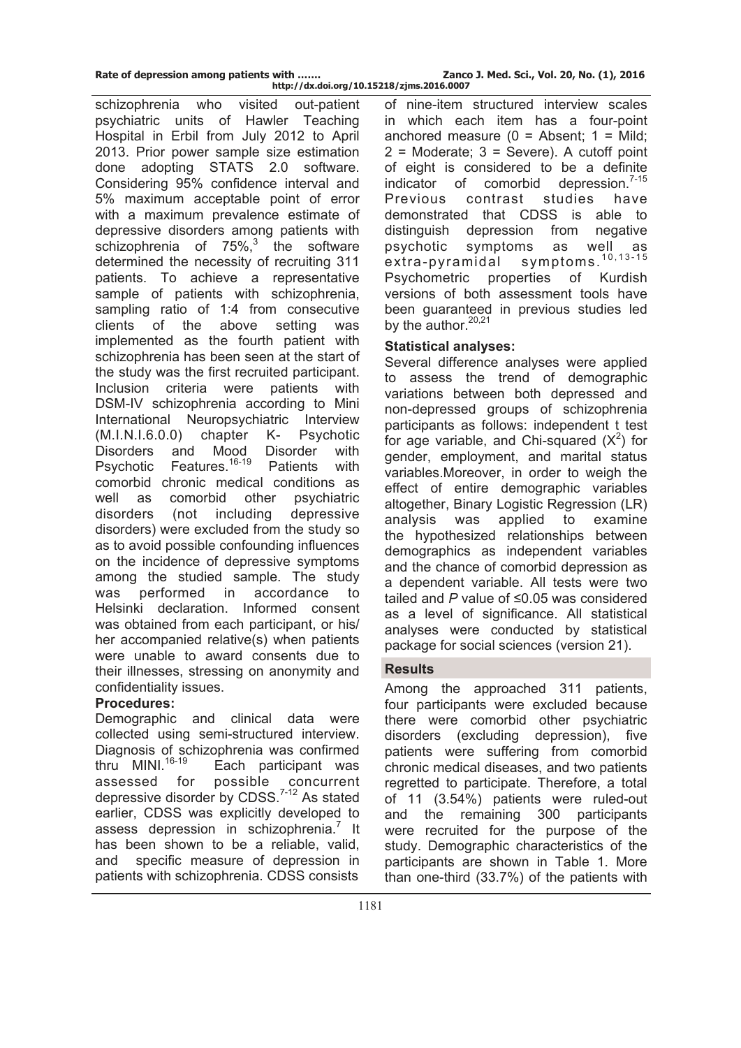schizophrenia who visited out-patient psychiatric units of Hawler Teaching Hospital in Erbil from July 2012 to April 2013. Prior power sample size estimation done adopting STATS 2.0 software. Considering 95% confidence interval and 5% maximum acceptable point of error with a maximum prevalence estimate of depressive disorders among patients with schizophrenia of 75%,[3] the software determined the necessity of recruiting 311 patients. To achieve a representative sample of patients with schizophrenia, sampling ratio of 1:4 from consecutive clients of the above setting was implemented as the fourth patient with schizophrenia has been seen at the start of the study was the first recruited participant. Inclusion criteria were patients with DSM-IV schizophrenia according to Mini International Neuropsychiatric Interview (M.I.N.I.6.0.0) chapter K- Psychotic Disorders and Mood Disorder with Psychotic Features.[16-19] Patients with comorbid chronic medical conditions as well as comorbid other psychiatric disorders (not including depressive disorders) were excluded from the study so as to avoid possible confounding influences on the incidence of depressive symptoms among the studied sample. The study was performed in accordance to Helsinki declaration. Informed consent was obtained from each participant, or his/her accompanied relative(s) when patients were unable to award consents due to their illnesses, stressing on anonymity and confidentiality issues.

### Procedures:

Demographic and clinical data were collected using semi-structured interview. Diagnosis of schizophrenia was confirmed thru MINI.[16-19] Each participant was assessed for possible concurrent depressive disorder by CDSS.[7-12] As stated earlier, CDSS was explicitly developed to assess depression in schizophrenia.[7] It has been shown to be a reliable, valid, and specific measure of depression in patients with schizophrenia. CDSS consists of nine-item structured interview scales in which each item has a four-point anchored measure (0 = Absent; 1 = Mild; 2 = Moderate; 3 = Severe). A cutoff point of eight is considered to be a definite indicator of comorbid depression.[7-15] Previous contrast studies have demonstrated that CDSS is able to distinguish depression from negative psychotic symptoms as well as extra-pyramidal symptoms.[10,13-15] Psychometric properties of Kurdish versions of both assessment tools have been guaranteed in previous studies led by the author.[20,21]

### Statistical analyses:

Several difference analyses were applied to assess the trend of demographic variations between both depressed and non-depressed groups of schizophrenia participants as follows: independent t test for age variable, and Chi-squared ($X^2$) for gender, employment, and marital status variables.Moreover, in order to weigh the effect of entire demographic variables altogether, Binary Logistic Regression (LR) analysis was applied to examine the hypothesized relationships between demographics as independent variables and the chance of comorbid depression as a dependent variable. All tests were two tailed and *P* value of ≤0.05 was considered as a level of significance. All statistical analyses were conducted by statistical package for social sciences (version 21).

## Results

Among the approached 311 patients, four participants were excluded because there were comorbid other psychiatric disorders (excluding depression), five patients were suffering from comorbid chronic medical diseases, and two patients regretted to participate. Therefore, a total of 11 (3.54%) patients were ruled-out and the remaining 300 participants were recruited for the purpose of the study. Demographic characteristics of the participants are shown in Table 1. More than one-third (33.7%) of the patients with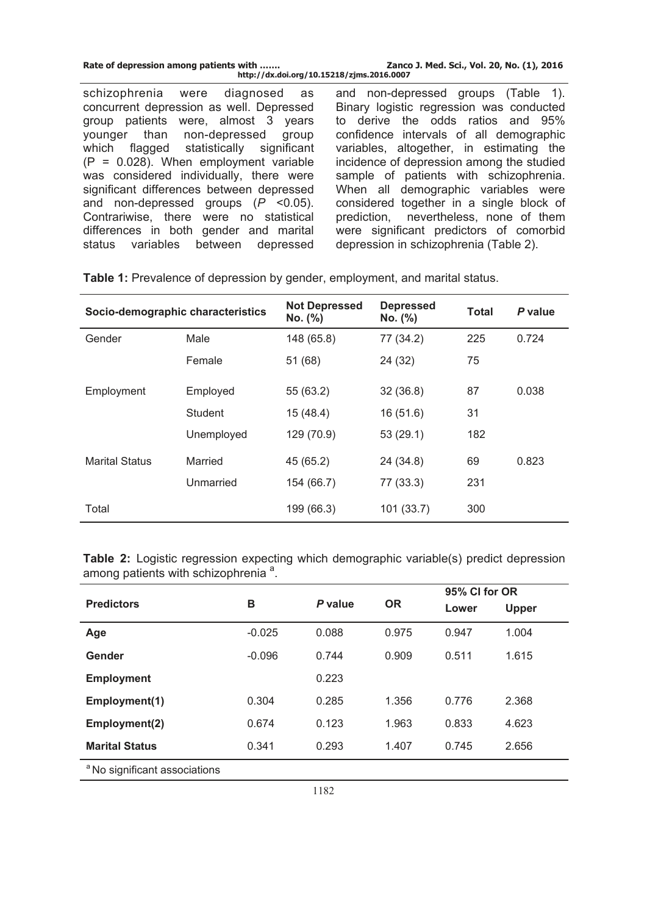schizophrenia were diagnosed as concurrent depression as well. Depressed group patients were, almost 3 years younger than non-depressed group which flagged statistically significant (P = 0.028). When employment variable was considered individually, there were significant differences between depressed and non-depressed groups (*P* <0.05). Contrariwise, there were no statistical differences in both gender and marital status variables between depressed and non-depressed groups (Table 1). Binary logistic regression was conducted to derive the odds ratios and 95% confidence intervals of all demographic variables, altogether, in estimating the incidence of depression among the studied sample of patients with schizophrenia. When all demographic variables were considered together in a single block of prediction, nevertheless, none of them were significant predictors of comorbid depression in schizophrenia (Table 2).

**Table 1:** Prevalence of depression by gender, employment, and marital status.

| Socio-demographic characteristics | | Not Depressed No. (%) | Depressed No. (%) | Total | *P* value |
|---|---|---|---|---|---|
| Gender | Male | 148 (65.8) | 77 (34.2) | 225 | 0.724 |
| | Female | 51 (68) | 24 (32) | 75 | |
| Employment | Employed | 55 (63.2) | 32 (36.8) | 87 | 0.038 |
| | Student | 15 (48.4) | 16 (51.6) | 31 | |
| | Unemployed | 129 (70.9) | 53 (29.1) | 182 | |
| Marital Status | Married | 45 (65.2) | 24 (34.8) | 69 | 0.823 |
| | Unmarried | 154 (66.7) | 77 (33.3) | 231 | |
| Total | | 199 (66.3) | 101 (33.7) | 300 | |

**Table 2:** Logistic regression expecting which demographic variable(s) predict depression among patients with schizophrenia [a].

| Predictors | B | *P* value | OR | 95% CI for OR | |
|---|---|---|---|---|---|
| | | | | Lower | Upper |
| **Age** | -0.025 | 0.088 | 0.975 | 0.947 | 1.004 |
| **Gender** | -0.096 | 0.744 | 0.909 | 0.511 | 1.615 |
| **Employment** | | 0.223 | | | |
| **Employment(1)** | 0.304 | 0.285 | 1.356 | 0.776 | 2.368 |
| **Employment(2)** | 0.674 | 0.123 | 1.963 | 0.833 | 4.623 |
| **Marital Status** | 0.341 | 0.293 | 1.407 | 0.745 | 2.656 |

[a] No significant associations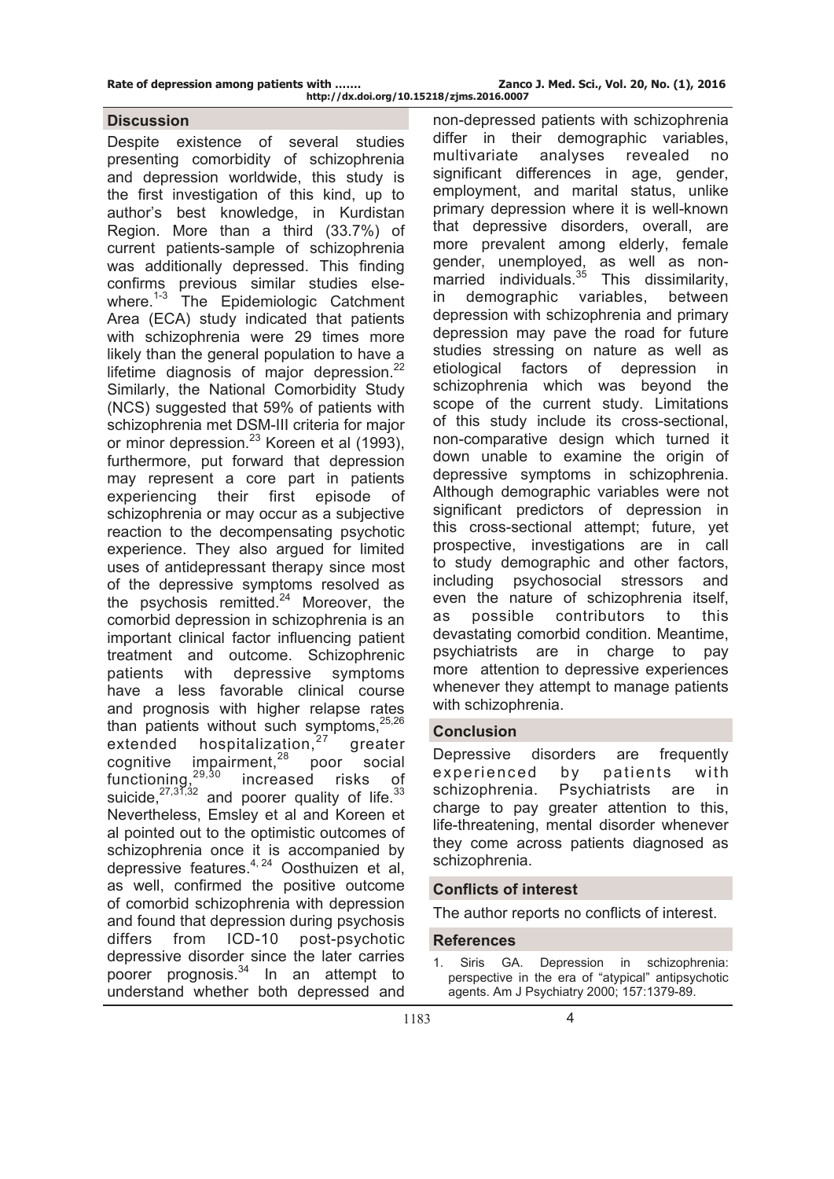## Discussion

Despite existence of several studies presenting comorbidity of schizophrenia and depression worldwide, this study is the first investigation of this kind, up to author's best knowledge, in Kurdistan Region. More than a third (33.7%) of current patients-sample of schizophrenia was additionally depressed. This finding confirms previous similar studies elsewhere.[1-3] The Epidemiologic Catchment Area (ECA) study indicated that patients with schizophrenia were 29 times more likely than the general population to have a lifetime diagnosis of major depression.[22] Similarly, the National Comorbidity Study (NCS) suggested that 59% of patients with schizophrenia met DSM-III criteria for major or minor depression.[23] Koreen et al (1993), furthermore, put forward that depression may represent a core part in patients experiencing their first episode of schizophrenia or may occur as a subjective reaction to the decompensating psychotic experience. They also argued for limited uses of antidepressant therapy since most of the depressive symptoms resolved as the psychosis remitted.[24] Moreover, the comorbid depression in schizophrenia is an important clinical factor influencing patient treatment and outcome. Schizophrenic patients with depressive symptoms have a less favorable clinical course and prognosis with higher relapse rates than patients without such symptoms,[25,26] extended hospitalization,[27] greater cognitive impairment,[28] poor social functioning,[29,30] increased risks of suicide,[27,31,32] and poorer quality of life.[33] Nevertheless, Emsley et al and Koreen et al pointed out to the optimistic outcomes of schizophrenia once it is accompanied by depressive features.[4, 24] Oosthuizen et al, as well, confirmed the positive outcome of comorbid schizophrenia with depression and found that depression during psychosis differs from ICD-10 post-psychotic depressive disorder since the later carries poorer prognosis.[34] In an attempt to understand whether both depressed and non-depressed patients with schizophrenia differ in their demographic variables, multivariate analyses revealed no significant differences in age, gender, employment, and marital status, unlike primary depression where it is well-known that depressive disorders, overall, are more prevalent among elderly, female gender, unemployed, as well as non-married individuals.[35] This dissimilarity, in demographic variables, between depression with schizophrenia and primary depression may pave the road for future studies stressing on nature as well as etiological factors of depression in schizophrenia which was beyond the scope of the current study. Limitations of this study include its cross-sectional, non-comparative design which turned it down unable to examine the origin of depressive symptoms in schizophrenia. Although demographic variables were not significant predictors of depression in this cross-sectional attempt; future, yet prospective, investigations are in call to study demographic and other factors, including psychosocial stressors and even the nature of schizophrenia itself, as possible contributors to this devastating comorbid condition. Meantime, psychiatrists are in charge to pay more attention to depressive experiences whenever they attempt to manage patients with schizophrenia.

## Conclusion

Depressive disorders are frequently experienced by patients with schizophrenia. Psychiatrists are in charge to pay greater attention to this, life-threatening, mental disorder whenever they come across patients diagnosed as schizophrenia.

## Conflicts of interest

The author reports no conflicts of interest.

## References

1. Siris GA. Depression in schizophrenia: perspective in the era of "atypical" antipsychotic agents. Am J Psychiatry 2000; 157:1379-89.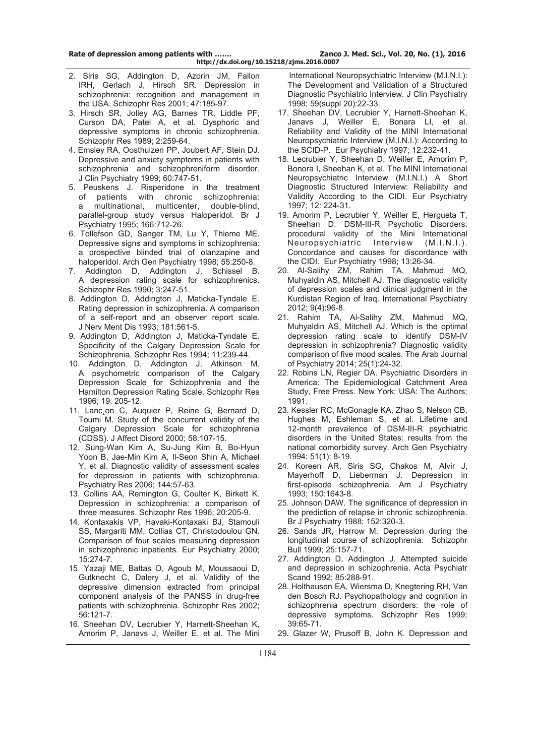2. Siris SG, Addington D, Azorin JM, Fallon IRH, Gerlach J, Hirsch SR. Depression in schizophrenia: recognition and management in the USA. Schizophr Res 2001; 47:185-97.
3. Hirsch SR, Jolley AG, Barnes TR, Liddle PF, Curson DA, Patel A, et al. Dysphoric and depressive symptoms in chronic schizophrenia. Schizophr Res 1989; 2:259-64.
4. Emsley RA, Oosthuizen PP, Joubert AF, Stein DJ. Depressive and anxiety symptoms in patients with schizophrenia and schizophreniform disorder. J Clin Psychiatry 1999; 60:747-51.
5. Peuskens J. Risperidone in the treatment of patients with chronic schizophrenia: a multinational, multicenter, double-blind, parallel-group study versus Haloperidol. Br J Psychiatry 1995; 166:712-26.
6. Tollefson GD, Sanger TM, Lu Y, Thieme ME. Depressive signs and symptoms in schizophrenia: a prospective blinded trial of olanzapine and haloperidol. Arch Gen Psychiatry 1998; 55:250-8.
7. Addington D, Addington J, Schissel B. A depression rating scale for schizophrenics. Schizophr Res 1990; 3:247-51.
8. Addington D, Addington J, Maticka-Tyndale E. Rating depression in schizophrenia. A comparison of a self-report and an observer report scale. J Nerv Ment Dis 1993; 181:561-5.
9. Addington D, Addington J, Maticka-Tyndale E. Specificity of the Calgary Depression Scale for Schizophrenia. Schizophr Res 1994; 11:239-44.
10. Addington D, Addington J, Atkinson M. A psychometric comparison of the Calgary Depression Scale for Schizophrenia and the Hamilton Depression Rating Scale. Schizophr Res 1996; 19: 205-12.
11. Lanc¸on C, Auquier P, Reine G, Bernard D, Toumi M. Study of the concurrent validity of the Calgary Depression Scale for schizophrenia (CDSS). J Affect Disord 2000; 58:107-15.
12. Sung-Wan Kim A, Su-Jung Kim B, Bo-Hyun Yoon B, Jae-Min Kim A, Il-Seon Shin A, Michael Y, et al. Diagnostic validity of assessment scales for depression in patients with schizophrenia. Psychiatry Res 2006; 144:57-63.
13. Collins AA, Remington G, Coulter K, Birkett K. Depression in schizophrenia: a comparison of three measures. Schizophr Res 1996; 20:205-9.
14. Kontaxakis VP, Havaki-Kontaxaki BJ, Stamouli SS, Margariti MM, Collias CT, Christodoulou GN. Comparison of four scales measuring depression in schizophrenic inpatients. Eur Psychiatry 2000; 15:274-7.
15. Yazaji ME, Battas O, Agoub M, Moussaoui D, Gutknecht C, Dalery J, et al. Validity of the depressive dimension extracted from principal component analysis of the PANSS in drug-free patients with schizophrenia. Schizophr Res 2002; 56:121-7.
16. Sheehan DV, Lecrubier Y, Harnett-Sheehan K, Amorim P, Janavs J, Weiller E, et al. The Mini International Neuropsychiatric Interview (M.I.N.I.): The Development and Validation of a Structured Diagnostic Psychiatric Interview. J Clin Psychiatry 1998; 59(suppl 20):22-33.
17. Sheehan DV, Lecrubier Y, Harnett-Sheehan K, Janavs J, Weiller E, Bonara LI, et al. Reliability and Validity of the MINI International Neuropsychiatric Interview (M.I.N.I.): According to the SCID-P. Eur Psychiatry 1997; 12:232-41.
18. Lecrubier Y, Sheehan D, Weiller E, Amorim P, Bonora I, Sheehan K, et al. The MINI International Neuropsychiatric Interview (M.I.N.I.) A Short Diagnostic Structured Interview: Reliability and Validity According to the CIDI. Eur Psychiatry 1997; 12: 224-31.
19. Amorim P, Lecrubier Y, Weiller E, Hergueta T, Sheehan D. DSM-III-R Psychotic Disorders: procedural validity of the Mini International Neuropsychiatric Interview (M.I.N.I.). Concordance and causes for discordance with the CIDI. Eur Psychiatry 1998; 13:26-34.
20. Al-Salihy ZM, Rahim TA, Mahmud MQ, Muhyaldin AS, Mitchell AJ. The diagnostic validity of depression scales and clinical judgment in the Kurdistan Region of Iraq. International Psychiatry 2012; 9(4):96-8.
21. Rahim TA, Al-Salihy ZM, Mahmud MQ, Muhyaldin AS, Mitchell AJ. Which is the optimal depression rating scale to identify DSM-IV depression in schizophrenia? Diagnostic validity comparison of five mood scales. The Arab Journal of Psychiatry 2014; 25(1):24-32.
22. Robins LN, Regier DA. Psychiatric Disorders in America: The Epidemiological Catchment Area Study, Free Press. New York: USA: The Authors; 1991.
23. Kessler RC, McGonagle KA, Zhao S, Nelson CB, Hughes M, Eshleman S, et al. Lifetime and 12-month prevalence of DSM-III-R psychiatric disorders in the United States: results from the national comorbidity survey. Arch Gen Psychiatry 1994; 51(1): 8-19.
24. Koreen AR, Siris SG, Chakos M, Alvir J, Mayerhoff D, Lieberman J. Depression in first-episode schizophrenia. Am J Psychiatry 1993; 150:1643-8.
25. Johnson DAW. The significance of depression in the prediction of relapse in chronic schizophrenia. Br J Psychiatry 1988; 152:320-3.
26. Sands JR, Harrow M. Depression during the longitudinal course of schizophrenia. Schizophr Bull 1999; 25:157-71.
27. Addington D, Addington J. Attempted suicide and depression in schizophrenia. Acta Psychiatr Scand 1992; 85:288-91.
28. Holthausen EA, Wiersma D, Knegtering RH, Van den Bosch RJ. Psychopathology and cognition in schizophrenia spectrum disorders: the role of depressive symptoms. Schizophr Res 1999; 39:65-71.
29. Glazer W, Prusoff B, John K. Depression and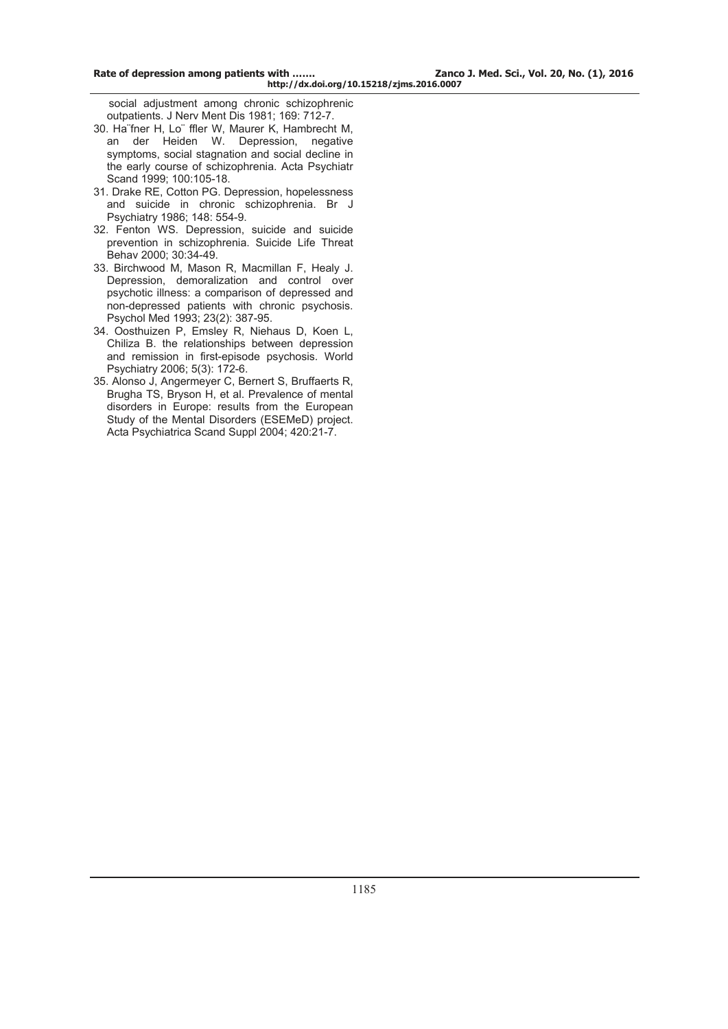social adjustment among chronic schizophrenic outpatients. J Nerv Ment Dis 1981; 169: 712-7.

30. Ha¨fner H, Lo¨ ffler W, Maurer K, Hambrecht M, an der Heiden W. Depression, negative symptoms, social stagnation and social decline in the early course of schizophrenia. Acta Psychiatr Scand 1999; 100:105-18.
31. Drake RE, Cotton PG. Depression, hopelessness and suicide in chronic schizophrenia. Br J Psychiatry 1986; 148: 554-9.
32. Fenton WS. Depression, suicide and suicide prevention in schizophrenia. Suicide Life Threat Behav 2000; 30:34-49.
33. Birchwood M, Mason R, Macmillan F, Healy J. Depression, demoralization and control over psychotic illness: a comparison of depressed and non-depressed patients with chronic psychosis. Psychol Med 1993; 23(2): 387-95.
34. Oosthuizen P, Emsley R, Niehaus D, Koen L, Chiliza B. the relationships between depression and remission in first-episode psychosis. World Psychiatry 2006; 5(3): 172-6.
35. Alonso J, Angermeyer C, Bernert S, Bruffaerts R, Brugha TS, Bryson H, et al. Prevalence of mental disorders in Europe: results from the European Study of the Mental Disorders (ESEMeD) project. Acta Psychiatrica Scand Suppl 2004; 420:21-7.